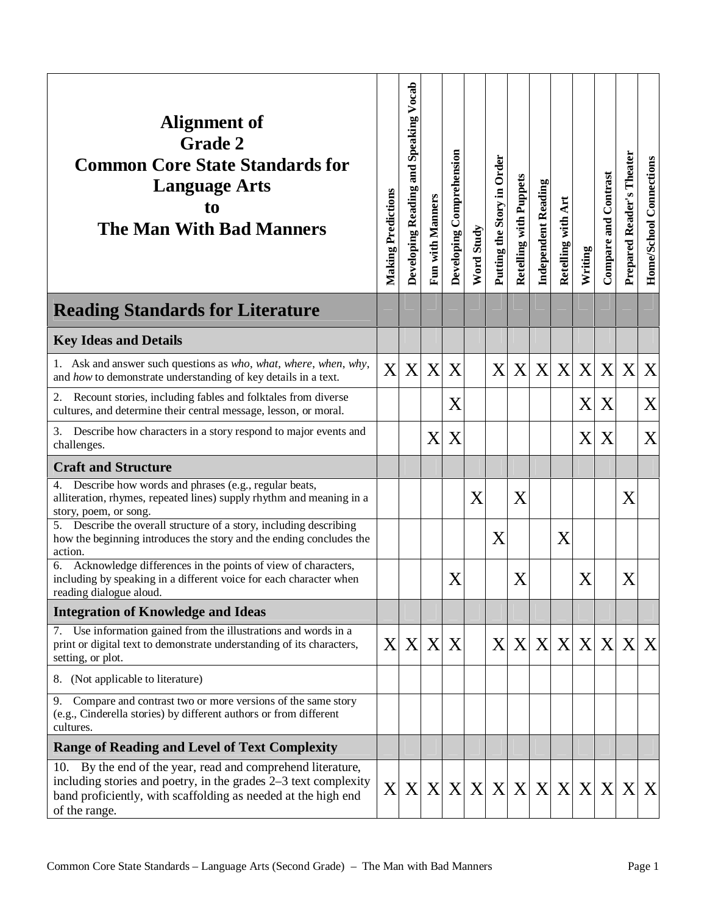| Alignment of Grade 2 Common Core State Standards for Language Arts to The Man With Bad Manners | Making Predictions | Developing Reading and Speaking Vocab | Fun with Manners | Developing Comprehension | Word Study | Putting the Story in Order | Retelling with Puppets | Independent Reading | Retelling with Art | Writing | Compare and Contrast | Prepared Reader's Theater | Home/School Connections |
|---|---|---|---|---|---|---|---|---|---|---|---|---|---|
| **Reading Standards for Literature** | | | | | | | | | | | | | |
| **Key Ideas and Details** | | | | | | | | | | | | | |
| 1. Ask and answer such questions as *who*, *what*, *where*, *when*, *why*, and *how* to demonstrate understanding of key details in a text. | X | X | X | X | | X | X | X | X | X | X | X | X |
| 2. Recount stories, including fables and folktales from diverse cultures, and determine their central message, lesson, or moral. | | | | X | | | | | | X | X | | X |
| 3. Describe how characters in a story respond to major events and challenges. | | | X | X | | | | | | X | X | | X |
| **Craft and Structure** | | | | | | | | | | | | | |
| 4. Describe how words and phrases (e.g., regular beats, alliteration, rhymes, repeated lines) supply rhythm and meaning in a story, poem, or song. | | | | | X | | X | | | | | X | |
| 5. Describe the overall structure of a story, including describing how the beginning introduces the story and the ending concludes the action. | | | | | | X | | | X | | | | |
| 6. Acknowledge differences in the points of view of characters, including by speaking in a different voice for each character when reading dialogue aloud. | | | | X | | | X | | | X | | X | |
| **Integration of Knowledge and Ideas** | | | | | | | | | | | | | |
| 7. Use information gained from the illustrations and words in a print or digital text to demonstrate understanding of its characters, setting, or plot. | X | X | X | X | | X | X | X | X | X | X | X | X |
| 8. (Not applicable to literature) | | | | | | | | | | | | | |
| 9. Compare and contrast two or more versions of the same story (e.g., Cinderella stories) by different authors or from different cultures. | | | | | | | | | | | | | |
| **Range of Reading and Level of Text Complexity** | | | | | | | | | | | | | |
| 10. By the end of the year, read and comprehend literature, including stories and poetry, in the grades 2–3 text complexity band proficiently, with scaffolding as needed at the high end of the range. | X | X | X | X | X | X | X | X | X | X | X | X | X |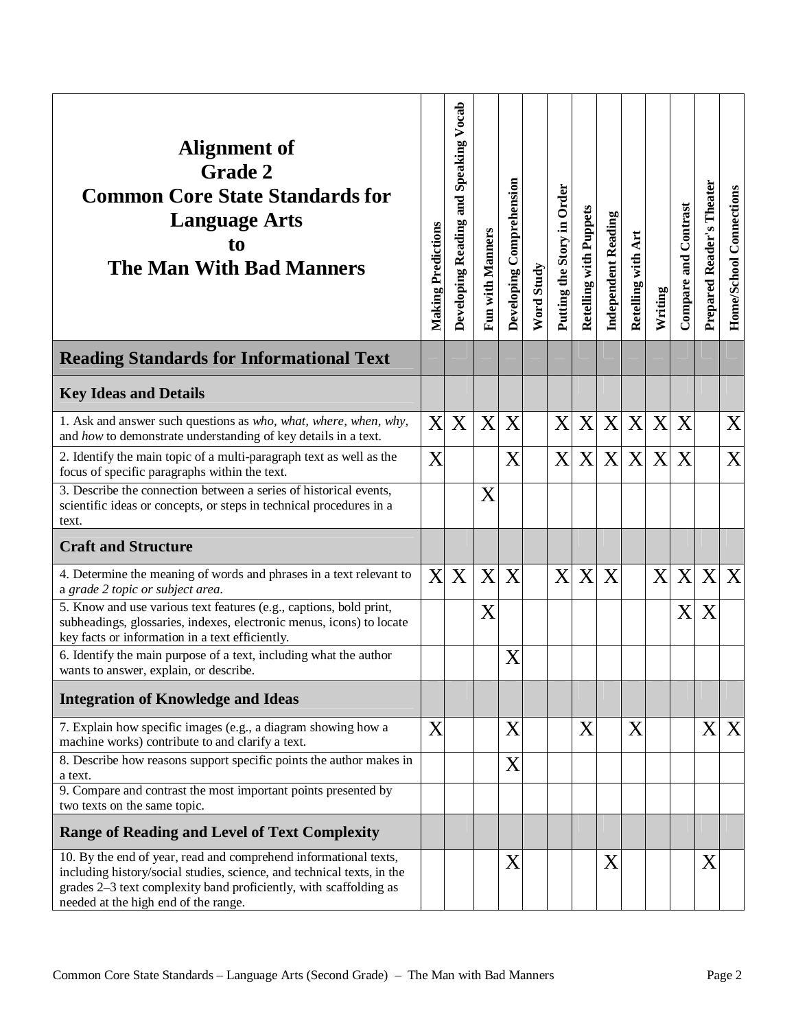| Alignment of Grade 2 Common Core State Standards for Language Arts to The Man With Bad Manners | Making Predictions | Developing Reading and Speaking Vocab | Fun with Manners | Developing Comprehension | Word Study | Putting the Story in Order | Retelling with Puppets | Independent Reading | Retelling with Art | Writing | Compare and Contrast | Prepared Reader's Theater | Home/School Connections |
|---|---|---|---|---|---|---|---|---|---|---|---|---|---|
| **Reading Standards for Informational Text** | | | | | | | | | | | | | |
| **Key Ideas and Details** | | | | | | | | | | | | | |
| 1. Ask and answer such questions as *who, what, where, when, why,* and *how* to demonstrate understanding of key details in a text. | X | X | X | X | | X | X | X | X | X | X | | X |
| 2. Identify the main topic of a multi-paragraph text as well as the focus of specific paragraphs within the text. | X | | | X | | X | X | X | X | X | X | | X |
| 3. Describe the connection between a series of historical events, scientific ideas or concepts, or steps in technical procedures in a text. | | | X | | | | | | | | | | |
| **Craft and Structure** | | | | | | | | | | | | | |
| 4. Determine the meaning of words and phrases in a text relevant to a *grade 2 topic or subject area.* | X | X | X | X | | X | X | X | | X | X | X | X |
| 5. Know and use various text features (e.g., captions, bold print, subheadings, glossaries, indexes, electronic menus, icons) to locate key facts or information in a text efficiently. | | | X | | | | | | | | X | X | |
| 6. Identify the main purpose of a text, including what the author wants to answer, explain, or describe. | | | | X | | | | | | | | | |
| **Integration of Knowledge and Ideas** | | | | | | | | | | | | | |
| 7. Explain how specific images (e.g., a diagram showing how a machine works) contribute to and clarify a text. | X | | | X | | | X | | X | | | X | X |
| 8. Describe how reasons support specific points the author makes in a text. | | | | X | | | | | | | | | |
| 9. Compare and contrast the most important points presented by two texts on the same topic. | | | | | | | | | | | | | |
| **Range of Reading and Level of Text Complexity** | | | | | | | | | | | | | |
| 10. By the end of year, read and comprehend informational texts, including history/social studies, science, and technical texts, in the grades 2–3 text complexity band proficiently, with scaffolding as needed at the high end of the range. | | | | X | | | | X | | | | X | |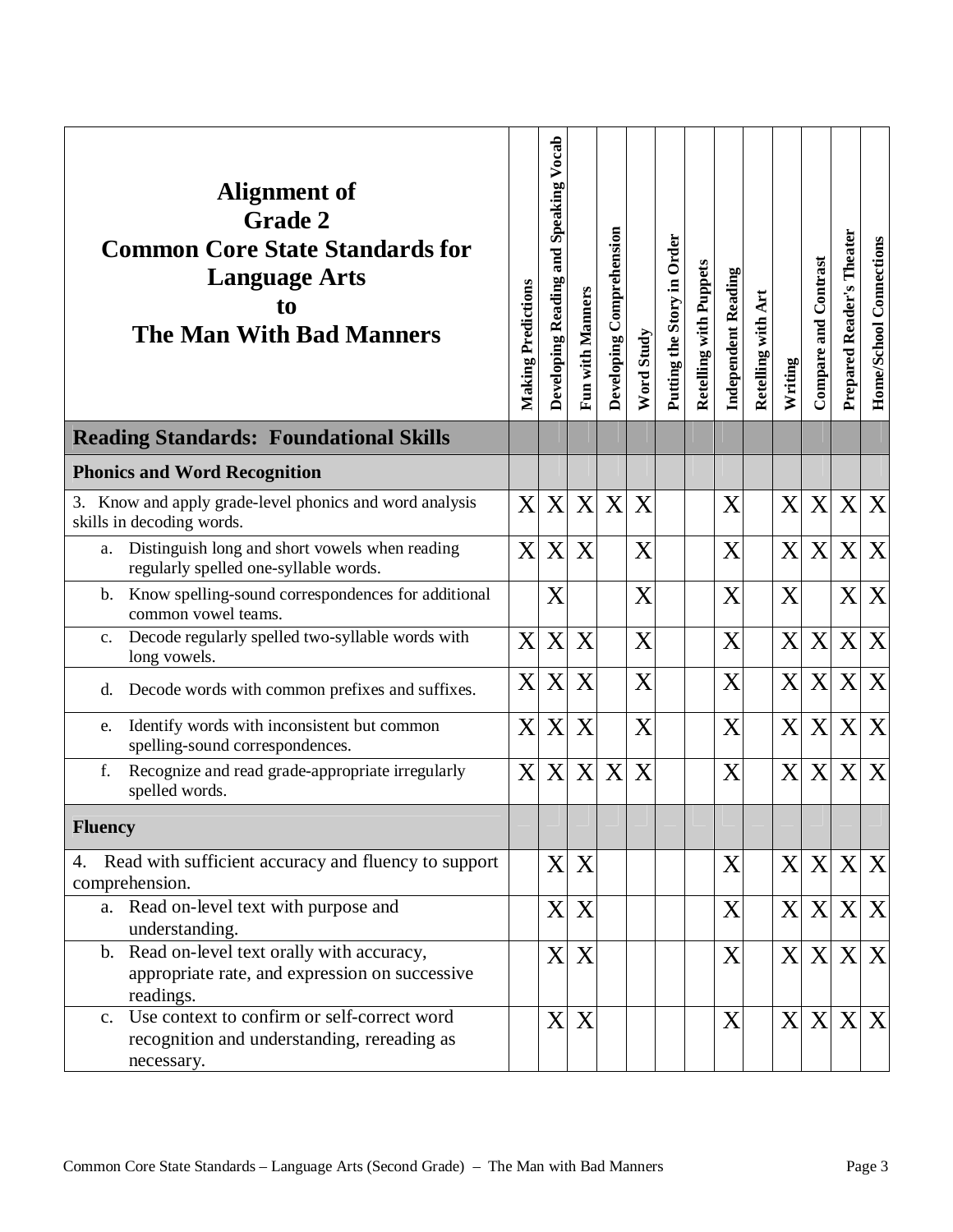| Alignment of Grade 2 Common Core State Standards for Language Arts to The Man With Bad Manners | Making Predictions | Developing Reading and Speaking Vocab | Fun with Manners | Developing Comprehension | Word Study | Putting the Story in Order | Retelling with Puppets | Independent Reading | Retelling with Art | Writing | Compare and Contrast | Prepared Reader's Theater | Home/School Connections |
|---|---|---|---|---|---|---|---|---|---|---|---|---|---|
| **Reading Standards: Foundational Skills** | | | | | | | | | | | | | |
| **Phonics and Word Recognition** | | | | | | | | | | | | | |
| 3. Know and apply grade-level phonics and word analysis skills in decoding words. | X | X | X | X | X | | | X | | X | X | X | X |
| a. Distinguish long and short vowels when reading regularly spelled one-syllable words. | X | X | X | | X | | | X | | X | X | X | X |
| b. Know spelling-sound correspondences for additional common vowel teams. | | X | | | X | | | X | | X | | X | X |
| c. Decode regularly spelled two-syllable words with long vowels. | X | X | X | | X | | | X | | X | X | X | X |
| d. Decode words with common prefixes and suffixes. | X | X | X | | X | | | X | | X | X | X | X |
| e. Identify words with inconsistent but common spelling-sound correspondences. | X | X | X | | X | | | X | | X | X | X | X |
| f. Recognize and read grade-appropriate irregularly spelled words. | X | X | X | X | X | | | X | | X | X | X | X |
| **Fluency** | | | | | | | | | | | | | |
| 4. Read with sufficient accuracy and fluency to support comprehension. | | X | X | | | | | X | | X | X | X | X |
| a. Read on-level text with purpose and understanding. | | X | X | | | | | X | | X | X | X | X |
| b. Read on-level text orally with accuracy, appropriate rate, and expression on successive readings. | | X | X | | | | | X | | X | X | X | X |
| c. Use context to confirm or self-correct word recognition and understanding, rereading as necessary. | | X | X | | | | | X | | X | X | X | X |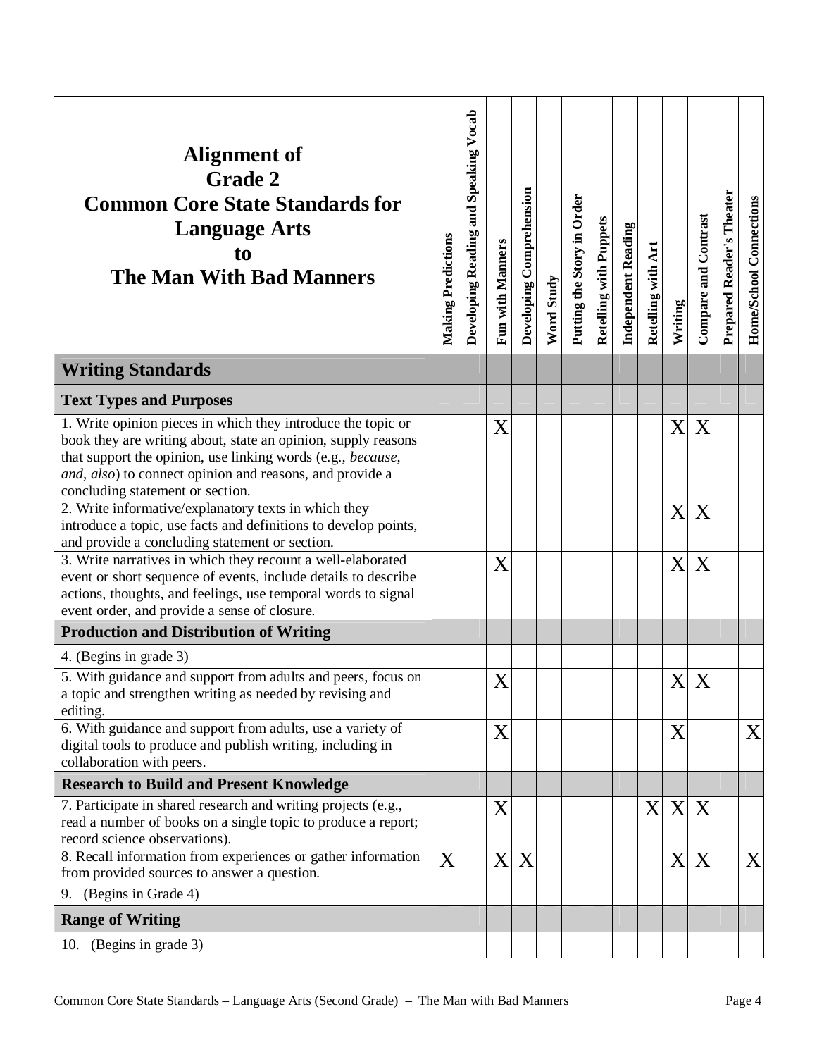| Alignment of Grade 2 Common Core State Standards for Language Arts to The Man With Bad Manners | Making Predictions | Developing Reading and Speaking Vocab | Fun with Manners | Developing Comprehension | Word Study | Putting the Story in Order | Retelling with Puppets | Independent Reading | Retelling with Art | Writing | Compare and Contrast | Prepared Reader's Theater | Home/School Connections |
|---|---|---|---|---|---|---|---|---|---|---|---|---|---|
| **Writing Standards** | | | | | | | | | | | | | |
| **Text Types and Purposes** | | | | | | | | | | | | | |
| 1. Write opinion pieces in which they introduce the topic or book they are writing about, state an opinion, supply reasons that support the opinion, use linking words (e.g., *because*, *and*, *also*) to connect opinion and reasons, and provide a concluding statement or section. | | | X | | | | | | | X | X | | |
| 2. Write informative/explanatory texts in which they introduce a topic, use facts and definitions to develop points, and provide a concluding statement or section. | | | | | | | | | | X | X | | |
| 3. Write narratives in which they recount a well-elaborated event or short sequence of events, include details to describe actions, thoughts, and feelings, use temporal words to signal event order, and provide a sense of closure. | | | X | | | | | | | X | X | | |
| **Production and Distribution of Writing** | | | | | | | | | | | | | |
| 4. (Begins in grade 3) | | | | | | | | | | | | | |
| 5. With guidance and support from adults and peers, focus on a topic and strengthen writing as needed by revising and editing. | | | X | | | | | | | X | X | | |
| 6. With guidance and support from adults, use a variety of digital tools to produce and publish writing, including in collaboration with peers. | | | X | | | | | | | X | | | X |
| **Research to Build and Present Knowledge** | | | | | | | | | | | | | |
| 7. Participate in shared research and writing projects (e.g., read a number of books on a single topic to produce a report; record science observations). | | | X | | | | | | X | X | X | | |
| 8. Recall information from experiences or gather information from provided sources to answer a question. | X | | X | X | | | | | | X | X | | X |
| 9. (Begins in Grade 4) | | | | | | | | | | | | | |
| **Range of Writing** | | | | | | | | | | | | | |
| 10. (Begins in grade 3) | | | | | | | | | | | | | |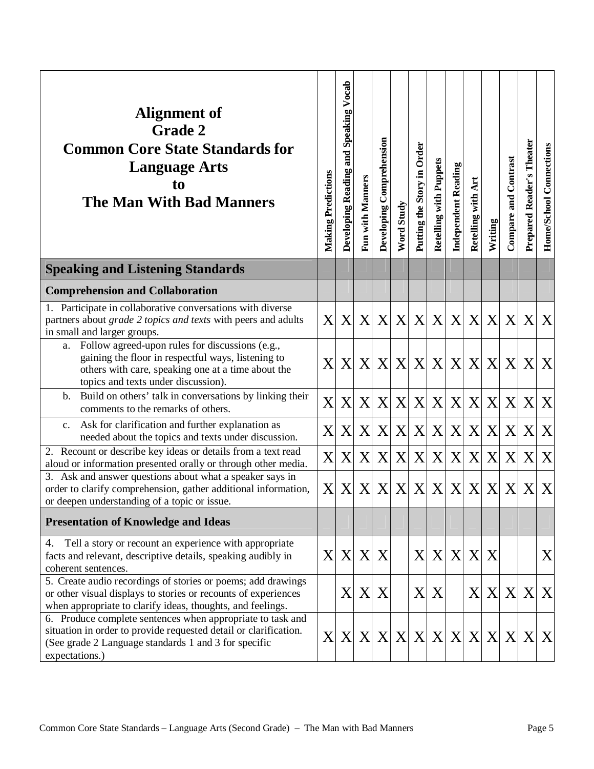| Alignment of Grade 2 Common Core State Standards for Language Arts to The Man With Bad Manners | Making Predictions | Developing Reading and Speaking Vocab | Fun with Manners | Developing Comprehension | Word Study | Putting the Story in Order | Retelling with Puppets | Independent Reading | Retelling with Art | Writing | Compare and Contrast | Prepared Reader's Theater | Home/School Connections |
|---|---|---|---|---|---|---|---|---|---|---|---|---|---|
| **Speaking and Listening Standards** | | | | | | | | | | | | | |
| **Comprehension and Collaboration** | | | | | | | | | | | | | |
| 1. Participate in collaborative conversations with diverse partners about *grade 2 topics and texts* with peers and adults in small and larger groups. | X | X | X | X | X | X | X | X | X | X | X | X | X |
| a. Follow agreed-upon rules for discussions (e.g., gaining the floor in respectful ways, listening to others with care, speaking one at a time about the topics and texts under discussion). | X | X | X | X | X | X | X | X | X | X | X | X | X |
| b. Build on others' talk in conversations by linking their comments to the remarks of others. | X | X | X | X | X | X | X | X | X | X | X | X | X |
| c. Ask for clarification and further explanation as needed about the topics and texts under discussion. | X | X | X | X | X | X | X | X | X | X | X | X | X |
| 2. Recount or describe key ideas or details from a text read aloud or information presented orally or through other media. | X | X | X | X | X | X | X | X | X | X | X | X | X |
| 3. Ask and answer questions about what a speaker says in order to clarify comprehension, gather additional information, or deepen understanding of a topic or issue. | X | X | X | X | X | X | X | X | X | X | X | X | X |
| **Presentation of Knowledge and Ideas** | | | | | | | | | | | | | |
| 4. Tell a story or recount an experience with appropriate facts and relevant, descriptive details, speaking audibly in coherent sentences. | X | X | X | X | | X | X | X | X | X | | | X |
| 5. Create audio recordings of stories or poems; add drawings or other visual displays to stories or recounts of experiences when appropriate to clarify ideas, thoughts, and feelings. | | X | X | X | | X | X | | X | X | X | X | X |
| 6. Produce complete sentences when appropriate to task and situation in order to provide requested detail or clarification. (See grade 2 Language standards 1 and 3 for specific expectations.) | X | X | X | X | X | X | X | X | X | X | X | X | X |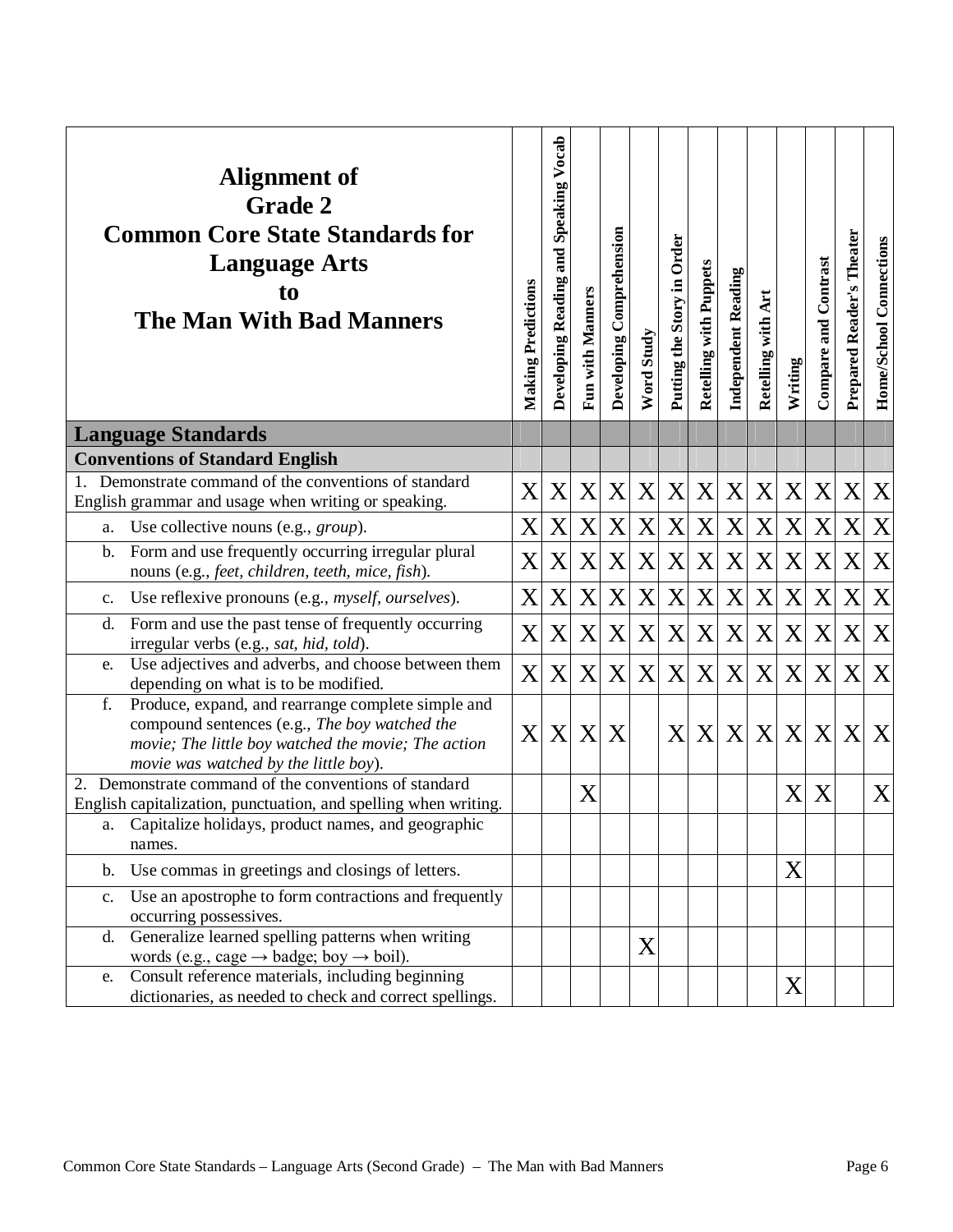| Alignment of Grade 2 Common Core State Standards for Language Arts to The Man With Bad Manners | Making Predictions | Developing Reading and Speaking Vocab | Fun with Manners | Developing Comprehension | Word Study | Putting the Story in Order | Retelling with Puppets | Independent Reading | Retelling with Art | Writing | Compare and Contrast | Prepared Reader's Theater | Home/School Connections |
|---|---|---|---|---|---|---|---|---|---|---|---|---|---|
| **Language Standards** | | | | | | | | | | | | | |
| **Conventions of Standard English** | | | | | | | | | | | | | |
| 1. Demonstrate command of the conventions of standard English grammar and usage when writing or speaking. | X | X | X | X | X | X | X | X | X | X | X | X | X |
| a. Use collective nouns (e.g., *group*). | X | X | X | X | X | X | X | X | X | X | X | X | X |
| b. Form and use frequently occurring irregular plural nouns (e.g., *feet, children, teeth, mice, fish*). | X | X | X | X | X | X | X | X | X | X | X | X | X |
| c. Use reflexive pronouns (e.g., *myself, ourselves*). | X | X | X | X | X | X | X | X | X | X | X | X | X |
| d. Form and use the past tense of frequently occurring irregular verbs (e.g., *sat, hid, told*). | X | X | X | X | X | X | X | X | X | X | X | X | X |
| e. Use adjectives and adverbs, and choose between them depending on what is to be modified. | X | X | X | X | X | X | X | X | X | X | X | X | X |
| f. Produce, expand, and rearrange complete simple and compound sentences (e.g., *The boy watched the movie; The little boy watched the movie; The action movie was watched by the little boy*). | X | X | X | X | | X | X | X | X | X | X | X | X |
| 2. Demonstrate command of the conventions of standard English capitalization, punctuation, and spelling when writing. | | | X | | | | | | | X | X | | X |
| a. Capitalize holidays, product names, and geographic names. | | | | | | | | | | | | | |
| b. Use commas in greetings and closings of letters. | | | | | | | | | | X | | | |
| c. Use an apostrophe to form contractions and frequently occurring possessives. | | | | | | | | | | | | | |
| d. Generalize learned spelling patterns when writing words (e.g., cage → badge; boy → boil). | | | | | X | | | | | | | | |
| e. Consult reference materials, including beginning dictionaries, as needed to check and correct spellings. | | | | | | | | | | X | | | |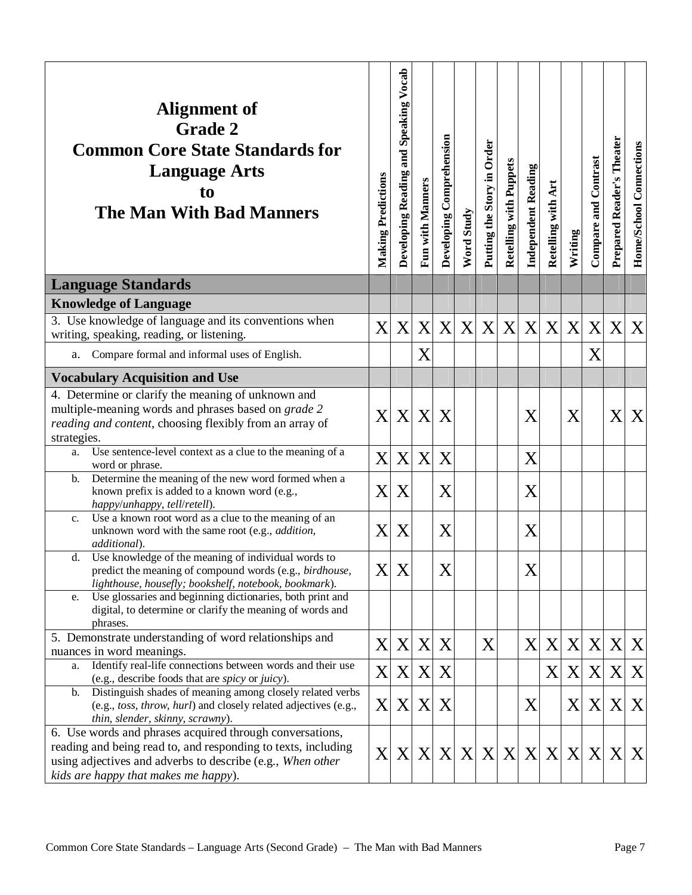| Alignment of Grade 2 Common Core State Standards for Language Arts to The Man With Bad Manners | Making Predictions | Developing Reading and Speaking Vocab | Fun with Manners | Developing Comprehension | Word Study | Putting the Story in Order | Retelling with Puppets | Independent Reading | Retelling with Art | Writing | Compare and Contrast | Prepared Reader's Theater | Home/School Connections |
|---|---|---|---|---|---|---|---|---|---|---|---|---|---|
| **Language Standards** | | | | | | | | | | | | | |
| **Knowledge of Language** | | | | | | | | | | | | | |
| 3. Use knowledge of language and its conventions when writing, speaking, reading, or listening. | X | X | X | X | X | X | X | X | X | X | X | X | X |
| a. Compare formal and informal uses of English. | | | X | | | | | | | | X | | |
| **Vocabulary Acquisition and Use** | | | | | | | | | | | | | |
| 4. Determine or clarify the meaning of unknown and multiple-meaning words and phrases based on *grade 2 reading and content*, choosing flexibly from an array of strategies. | X | X | X | X | | | | X | | X | | X | X |
| a. Use sentence-level context as a clue to the meaning of a word or phrase. | X | X | X | X | | | | X | | | | | |
| b. Determine the meaning of the new word formed when a known prefix is added to a known word (e.g., *happy*/*unhappy*, *tell*/*retell*). | X | X | | X | | | | X | | | | | |
| c. Use a known root word as a clue to the meaning of an unknown word with the same root (e.g., *addition*, *additional*). | X | X | | X | | | | X | | | | | |
| d. Use knowledge of the meaning of individual words to predict the meaning of compound words (e.g., *birdhouse, lighthouse, housefly; bookshelf, notebook, bookmark*). | X | X | | X | | | | X | | | | | |
| e. Use glossaries and beginning dictionaries, both print and digital, to determine or clarify the meaning of words and phrases. | | | | | | | | | | | | | |
| 5. Demonstrate understanding of word relationships and nuances in word meanings. | X | X | X | X | | X | | X | X | X | X | X | X |
| a. Identify real-life connections between words and their use (e.g., describe foods that are *spicy* or *juicy*). | X | X | X | X | | | | | X | X | X | X | X |
| b. Distinguish shades of meaning among closely related verbs (e.g., *toss, throw, hurl*) and closely related adjectives (e.g., *thin, slender, skinny, scrawny*). | X | X | X | X | | | | X | | X | X | X | X |
| 6. Use words and phrases acquired through conversations, reading and being read to, and responding to texts, including using adjectives and adverbs to describe (e.g., *When other kids are happy that makes me happy*). | X | X | X | X | X | X | X | X | X | X | X | X | X |